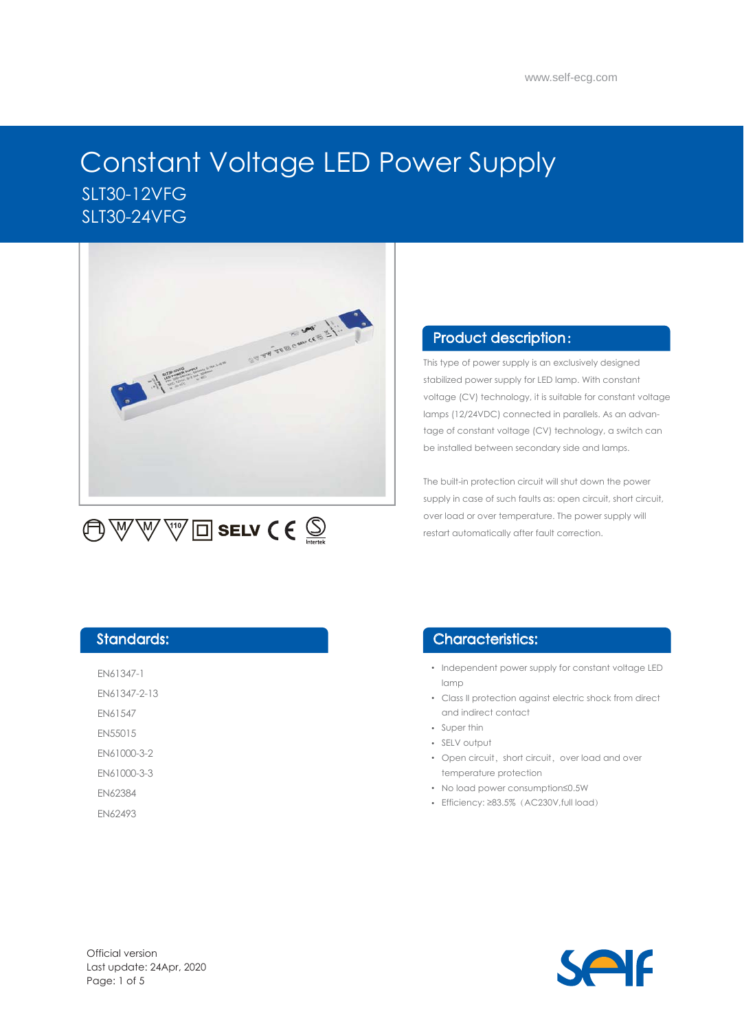www.self-ecg.com

# Constant Voltage LED Power Supply

SLT30-12VFG

SLT30-24VFG

## Product description:

This type of power supply is an exclusively designed stabilized power supply for LED lamp. With constant voltage (CV) technology, it is suitable for constant voltage lamps (12/24VDC) connected in parallels. As an advantage of constant voltage (CV) technology, a switch can be installed between secondary side and lamps.

The built-in protection circuit will shut down the power supply in case of such faults as: open circuit, short circuit, over load or over temperature. The power supply will restart automatically after fault correction.

## Standards:

EN61347-1

EN61347-2-13

EN61547

EN55015

EN61000-3-2

EN61000-3-3

EN62384

EN62493

## Characteristics:

- Independent power supply for constant voltage LED lamp
- Class II protection against electric shock from direct and indirect contact
- Super thin
- SELV output
- Open circuit, short circuit, over load and over temperature protection
- No load power consumption≤0.5W
- Efficiency: ≥83.5%（AC230V,full load）

Official version

Last update: 24Apr, 2020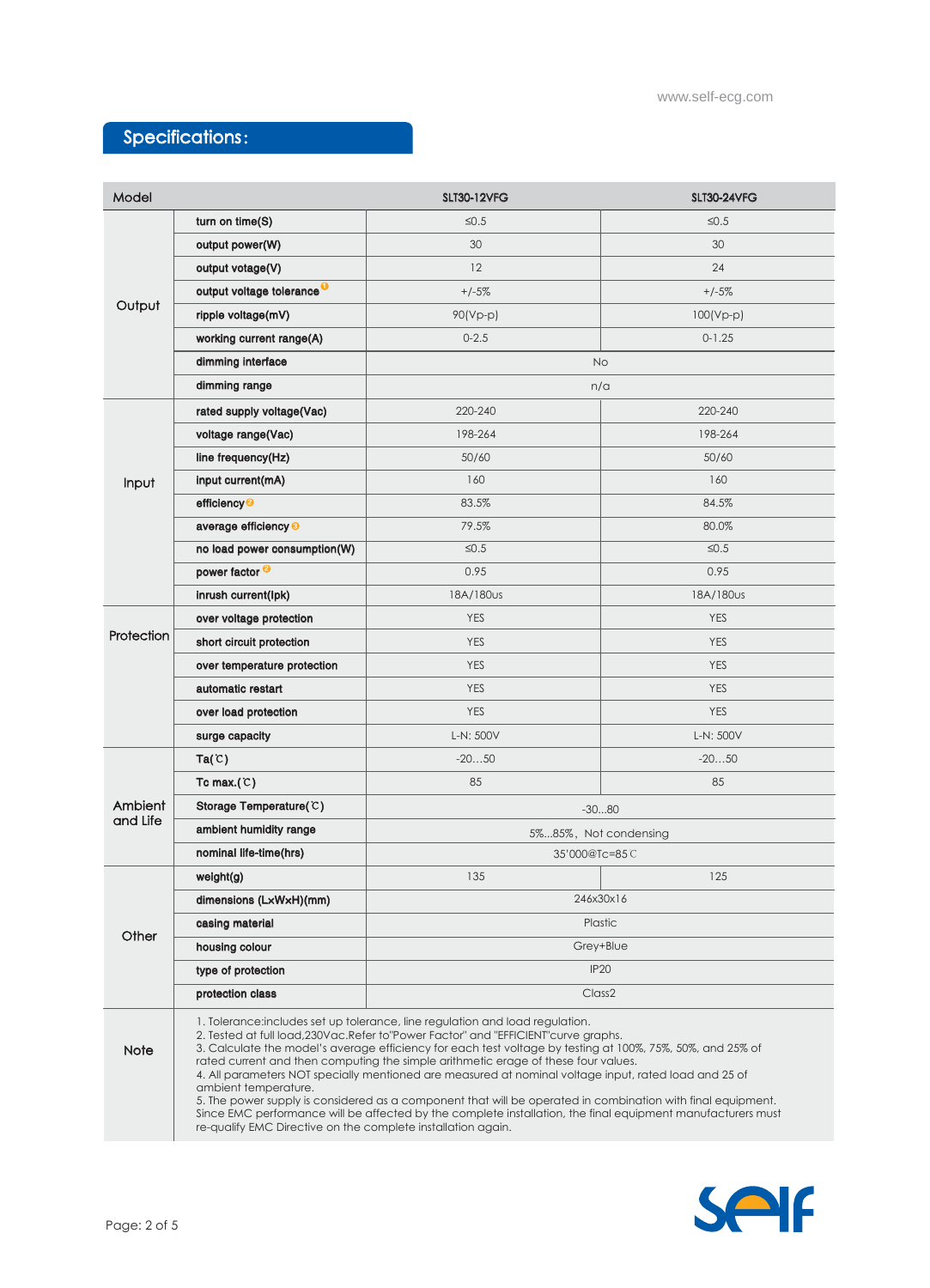## Specifications:

| Model | | SLT30-12VFG | SLT30-24VFG |
|---|---|---|---|
| Output | turn on time(S) | ≤0.5 | ≤0.5 |
| | output power(W) | 30 | 30 |
| | output votage(V) | 12 | 24 |
| | output voltage tolerance [1] | +/-5% | +/-5% |
| | ripple voltage(mV) | 90(Vp-p) | 100(Vp-p) |
| | working current range(A) | 0-2.5 | 0-1.25 |
| | dimming interface | No | |
| | dimming range | n/a | |
| Input | rated supply voltage(Vac) | 220-240 | 220-240 |
| | voltage range(Vac) | 198-264 | 198-264 |
| | line frequency(Hz) | 50/60 | 50/60 |
| | input current(mA) | 160 | 160 |
| | efficiency [2] | 83.5% | 84.5% |
| | average efficiency [3] | 79.5% | 80.0% |
| | no load power consumption(W) | ≤0.5 | ≤0.5 |
| | power factor [2] | 0.95 | 0.95 |
| | inrush current(Ipk) | 18A/180us | 18A/180us |
| Protection | over voltage protection | YES | YES |
| | short circuit protection | YES | YES |
| | over temperature protection | YES | YES |
| | automatic restart | YES | YES |
| | over load protection | YES | YES |
| | surge capacity | L-N: 500V | L-N: 500V |
| Ambient and Life | Ta(℃) | -20…50 | -20…50 |
| | Tc max.(℃) | 85 | 85 |
| | Storage Temperature(℃) | -30...80 | |
| | ambient humidity range | 5%...85%, Not condensing | |
| | nominal life-time(hrs) | 35'000@Tc=85℃ | |
| Other | weight(g) | 135 | 125 |
| | dimensions (LxWxH)(mm) | 246x30x16 | |
| | casing material | Plastic | |
| | housing colour | Grey+Blue | |
| | type of protection | IP20 | |
| | protection class | Class2 | |

**Note**

1. Tolerance:includes set up tolerance, line regulation and load regulation.
2. Tested at full load,230Vac.Refer to"Power Factor" and "EFFICIENT"curve graphs.
3. Calculate the model's average efficiency for each test voltage by testing at 100%, 75%, 50%, and 25% of rated current and then computing the simple arithmetic erage of these four values.
4. All parameters NOT specially mentioned are measured at nominal voltage input, rated load and 25 of ambient temperature.
5. The power supply is considered as a component that will be operated in combination with final equipment. Since EMC performance will be affected by the complete installation, the final equipment manufacturers must re-qualify EMC Directive on the complete installation again.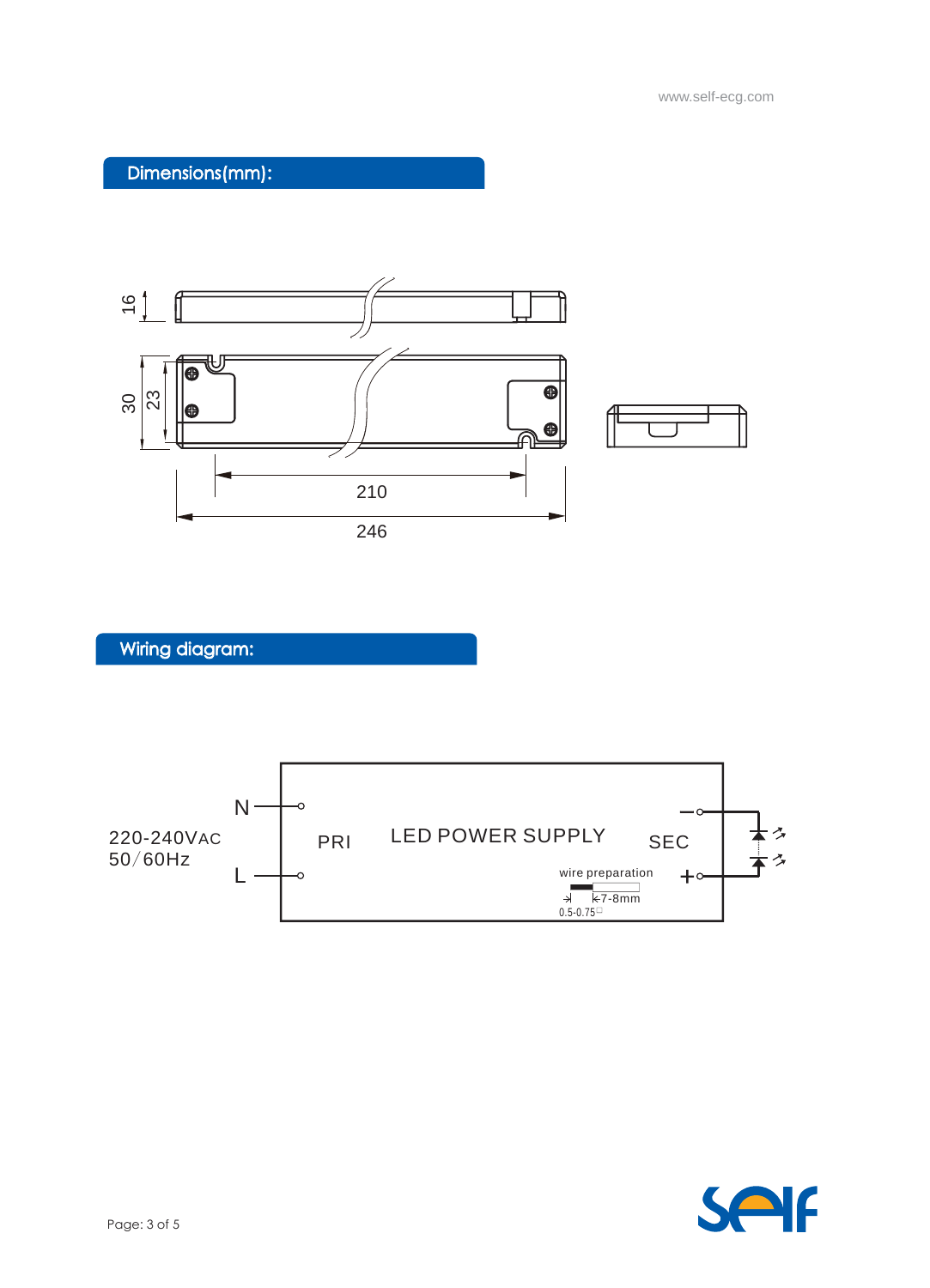## Dimensions(mm):

16

30

23

210

246

## Wiring diagram:

220-240VAC
50/60Hz

N

L

PRI

LED POWER SUPPLY

SEC

−

+

wire preparation

7-8mm

0.5-0.75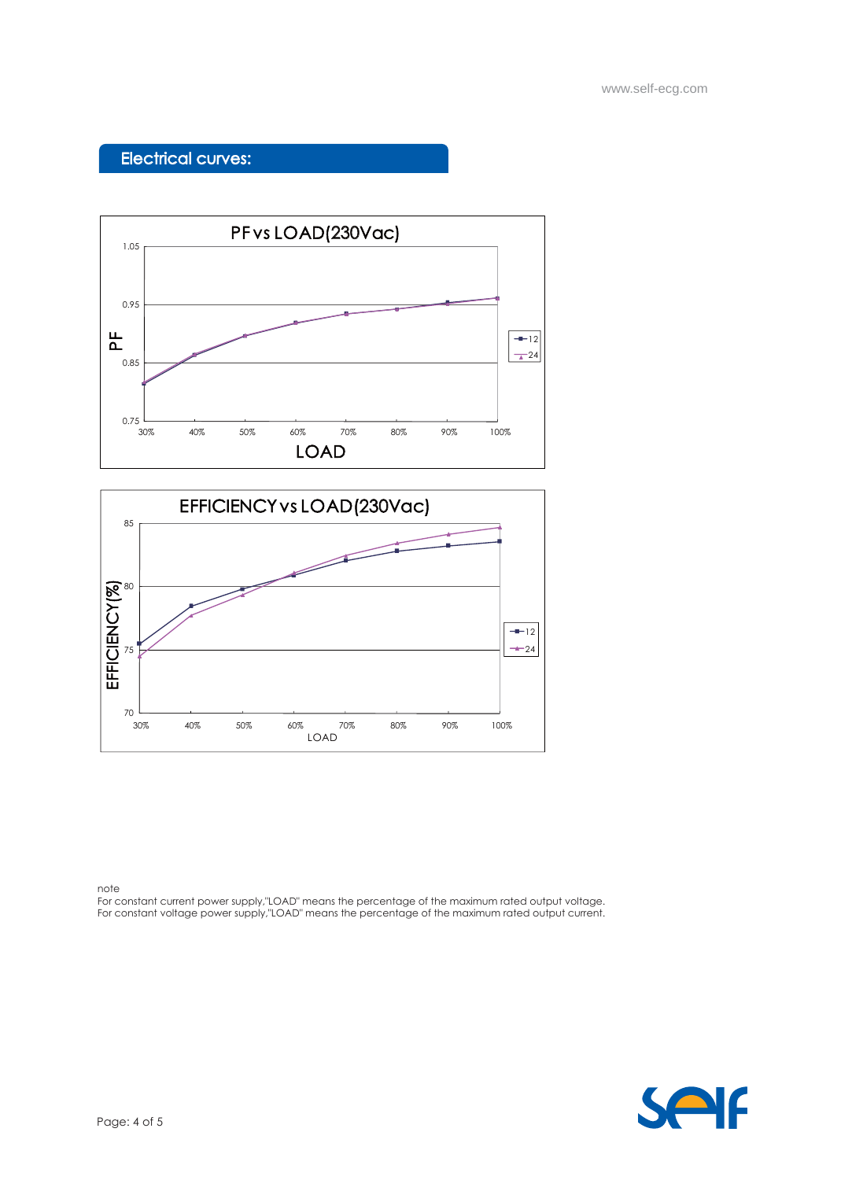## Electrical curves:

PF vs LOAD(230Vac)

EFFICIENCY vs LOAD(230Vac)

note
For constant current power supply,"LOAD" means the percentage of the maximum rated output voltage.
For constant voltage power supply,"LOAD" means the percentage of the maximum rated output current.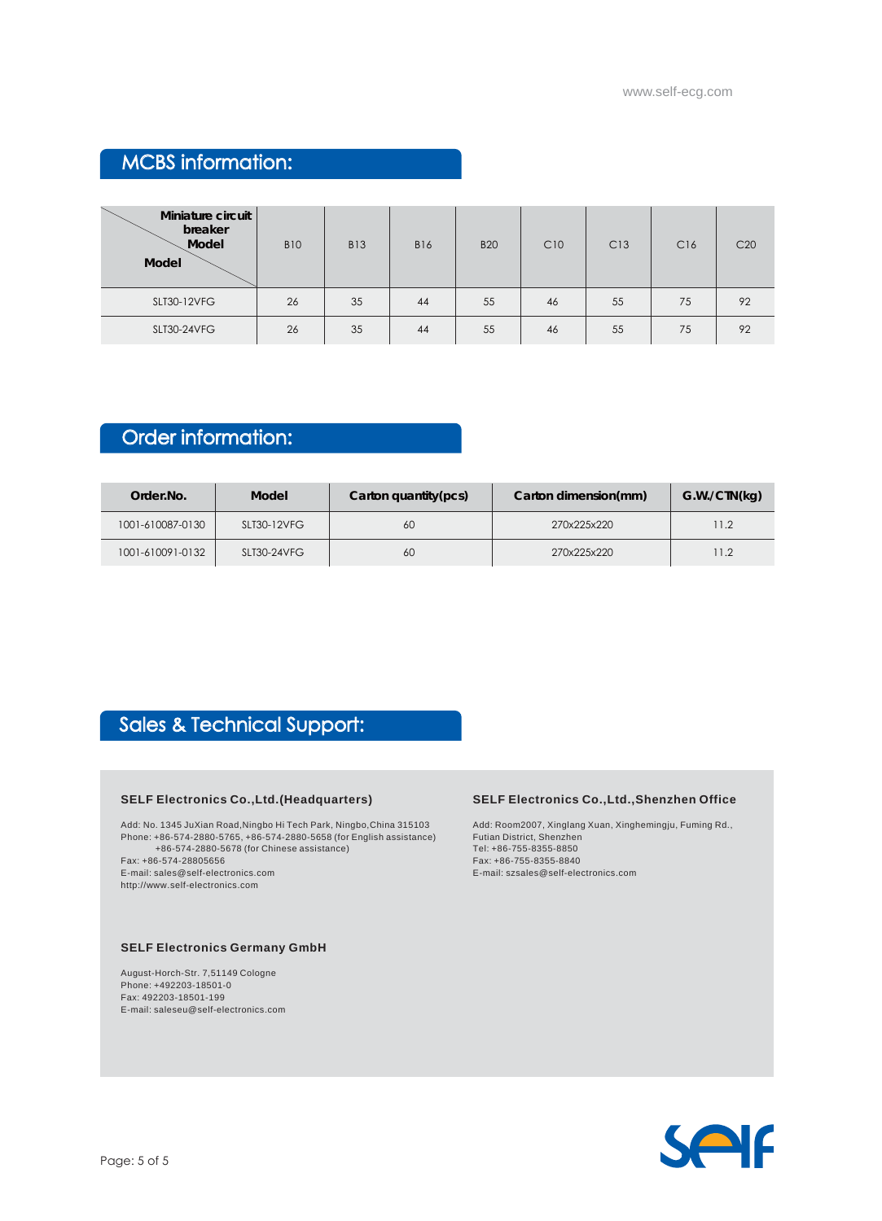## MCBS information:

| Miniature circuit breaker Model / Model | B10 | B13 | B16 | B20 | C10 | C13 | C16 | C20 |
|---|---|---|---|---|---|---|---|---|
| SLT30-12VFG | 26 | 35 | 44 | 55 | 46 | 55 | 75 | 92 |
| SLT30-24VFG | 26 | 35 | 44 | 55 | 46 | 55 | 75 | 92 |

## Order information:

| Order.No. | Model | Carton quantity(pcs) | Carton dimension(mm) | G.W./CTN(kg) |
|---|---|---|---|---|
| 1001-610087-0130 | SLT30-12VFG | 60 | 270x225x220 | 11.2 |
| 1001-610091-0132 | SLT30-24VFG | 60 | 270x225x220 | 11.2 |

## Sales & Technical Support:

**SELF Electronics Co.,Ltd.(Headquarters)**

Add: No. 1345 JuXian Road,Ningbo Hi Tech Park, Ningbo,China 315103
Phone: +86-574-2880-5765, +86-574-2880-5658 (for English assistance)
+86-574-2880-5678 (for Chinese assistance)
Fax: +86-574-28805656
E-mail: sales@self-electronics.com
http://www.self-electronics.com

**SELF Electronics Co.,Ltd.,Shenzhen Office**

Add: Room2007, Xinglang Xuan, Xinghemingju, Fuming Rd.,
Futian District, Shenzhen
Tel: +86-755-8355-8850
Fax: +86-755-8355-8840
E-mail: szsales@self-electronics.com

**SELF Electronics Germany GmbH**

August-Horch-Str. 7,51149 Cologne
Phone: +492203-18501-0
Fax: 492203-18501-199
E-mail: saleseu@self-electronics.com